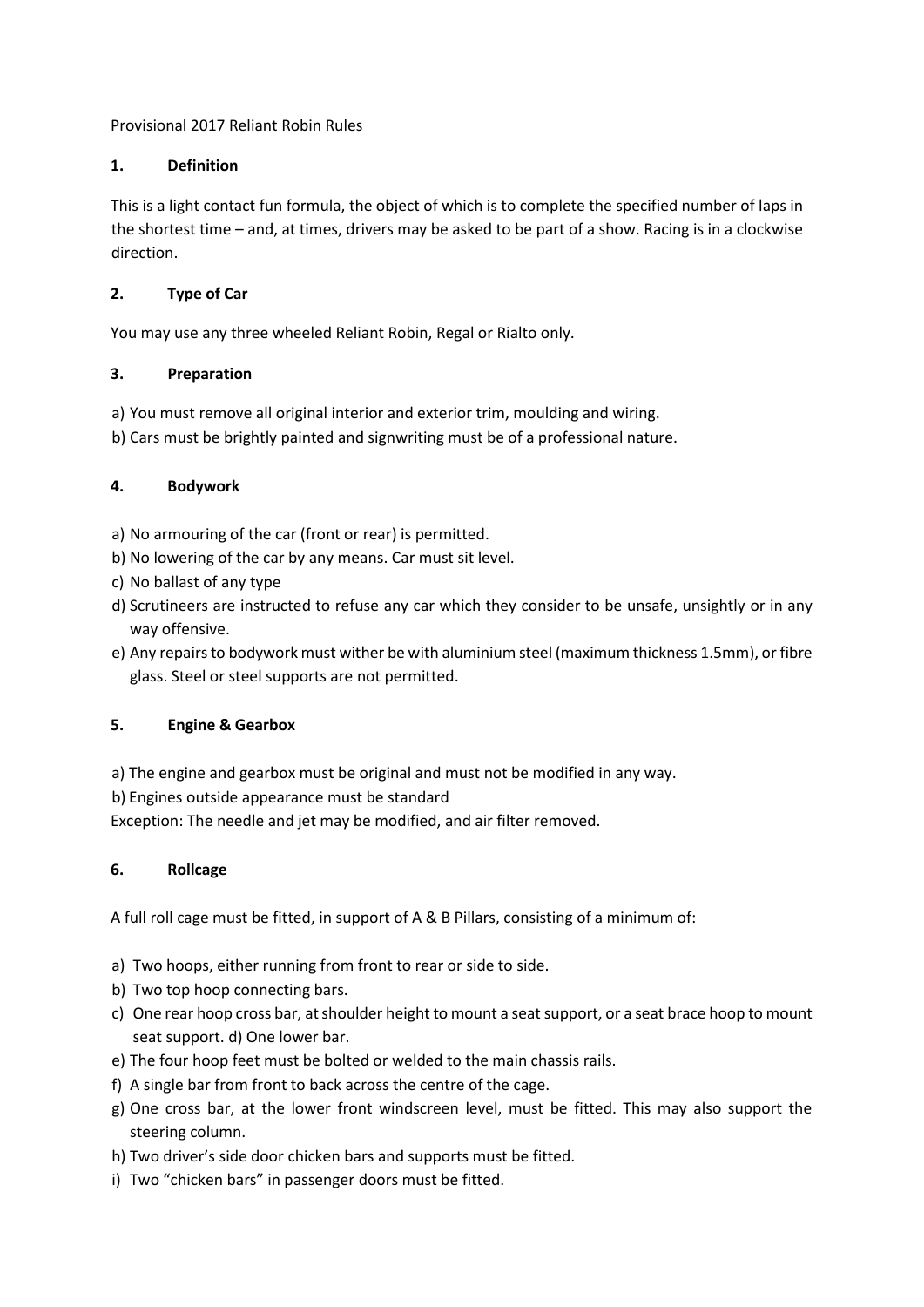Provisional 2017 Reliant Robin Rules

## 1. Definition

This is a light contact fun formula, the object of which is to complete the specified number of laps in the shortest time – and, at times, drivers may be asked to be part of a show. Racing is in a clockwise direction.

## 2. Type of Car

You may use any three wheeled Reliant Robin, Regal or Rialto only.

## 3. Preparation

a) You must remove all original interior and exterior trim, moulding and wiring.
b) Cars must be brightly painted and signwriting must be of a professional nature.

## 4. Bodywork

a) No armouring of the car (front or rear) is permitted.
b) No lowering of the car by any means. Car must sit level.
c) No ballast of any type
d) Scrutineers are instructed to refuse any car which they consider to be unsafe, unsightly or in any way offensive.
e) Any repairs to bodywork must wither be with aluminium steel (maximum thickness 1.5mm), or fibre glass. Steel or steel supports are not permitted.

## 5. Engine & Gearbox

a) The engine and gearbox must be original and must not be modified in any way.
b) Engines outside appearance must be standard
Exception: The needle and jet may be modified, and air filter removed.

## 6. Rollcage

A full roll cage must be fitted, in support of A & B Pillars, consisting of a minimum of:

a) Two hoops, either running from front to rear or side to side.
b) Two top hoop connecting bars.
c) One rear hoop cross bar, at shoulder height to mount a seat support, or a seat brace hoop to mount seat support. d) One lower bar.
e) The four hoop feet must be bolted or welded to the main chassis rails.
f) A single bar from front to back across the centre of the cage.
g) One cross bar, at the lower front windscreen level, must be fitted. This may also support the steering column.
h) Two driver's side door chicken bars and supports must be fitted.
i) Two "chicken bars" in passenger doors must be fitted.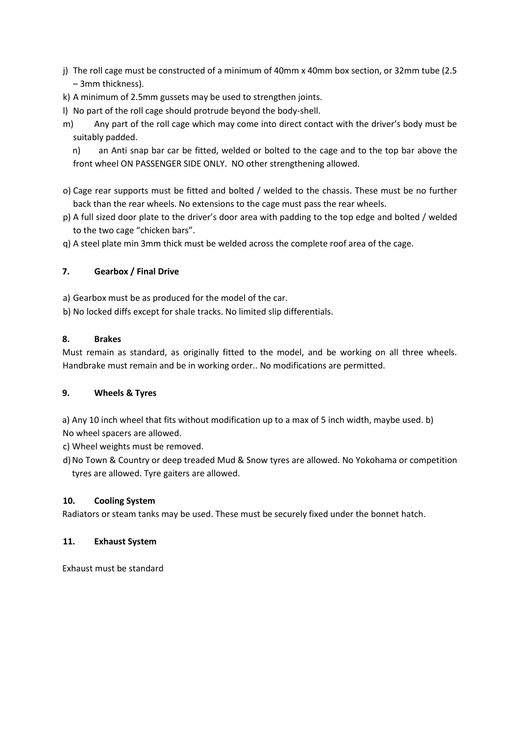j) The roll cage must be constructed of a minimum of 40mm x 40mm box section, or 32mm tube (2.5 – 3mm thickness).

k) A minimum of 2.5mm gussets may be used to strengthen joints.

l) No part of the roll cage should protrude beyond the body-shell.

m) Any part of the roll cage which may come into direct contact with the driver's body must be suitably padded.

n) an Anti snap bar car be fitted, welded or bolted to the cage and to the top bar above the front wheel ON PASSENGER SIDE ONLY. NO other strengthening allowed.

o) Cage rear supports must be fitted and bolted / welded to the chassis. These must be no further back than the rear wheels. No extensions to the cage must pass the rear wheels.

p) A full sized door plate to the driver's door area with padding to the top edge and bolted / welded to the two cage "chicken bars".

q) A steel plate min 3mm thick must be welded across the complete roof area of the cage.

### 7. Gearbox / Final Drive

a) Gearbox must be as produced for the model of the car.

b) No locked diffs except for shale tracks. No limited slip differentials.

### 8. Brakes

Must remain as standard, as originally fitted to the model, and be working on all three wheels. Handbrake must remain and be in working order.. No modifications are permitted.

### 9. Wheels & Tyres

a) Any 10 inch wheel that fits without modification up to a max of 5 inch width, maybe used. b) No wheel spacers are allowed.

c) Wheel weights must be removed.

d) No Town & Country or deep treaded Mud & Snow tyres are allowed. No Yokohama or competition tyres are allowed. Tyre gaiters are allowed.

### 10. Cooling System

Radiators or steam tanks may be used. These must be securely fixed under the bonnet hatch.

### 11. Exhaust System

Exhaust must be standard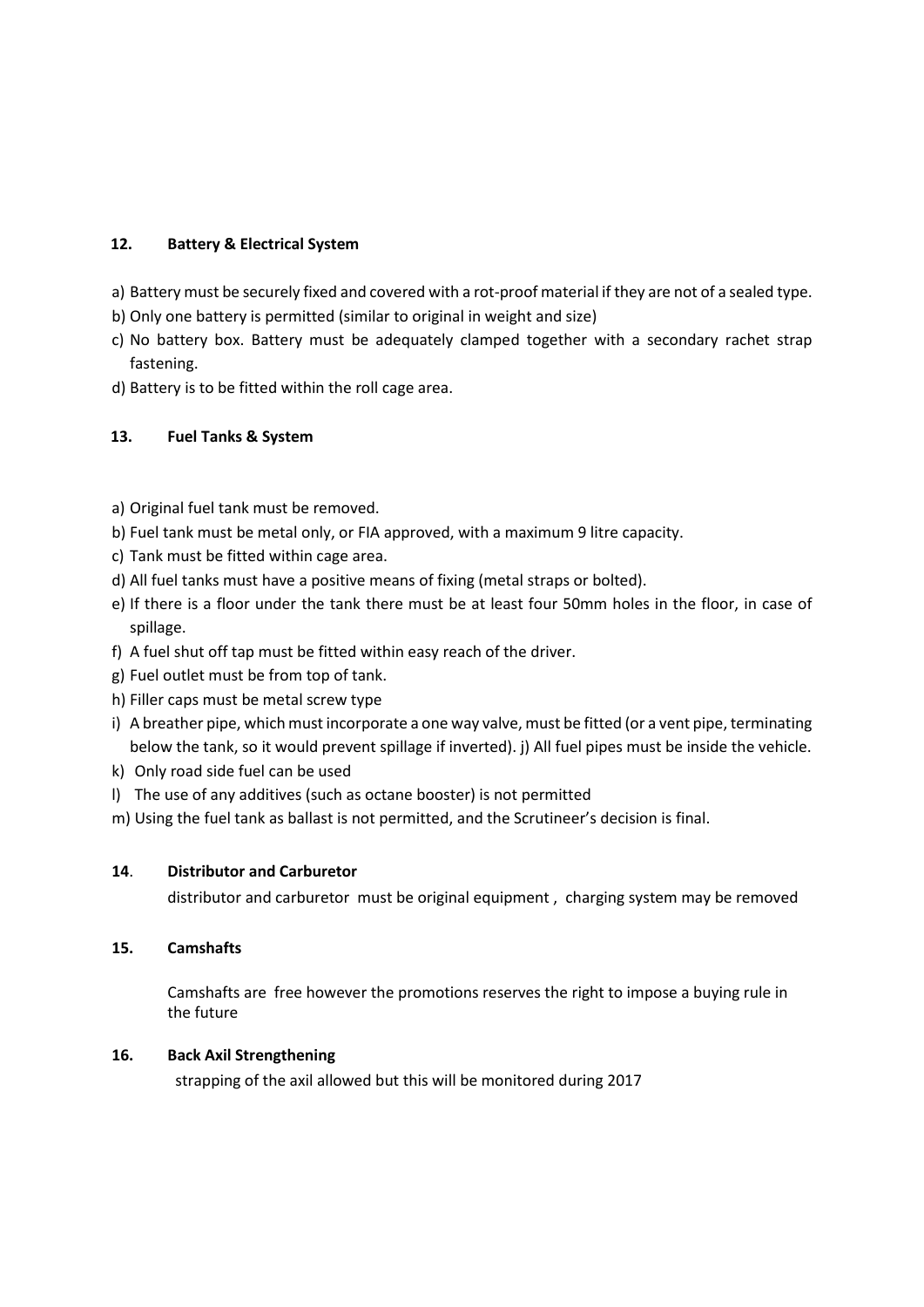## 12. Battery & Electrical System

a) Battery must be securely fixed and covered with a rot-proof material if they are not of a sealed type.
b) Only one battery is permitted (similar to original in weight and size)
c) No battery box. Battery must be adequately clamped together with a secondary rachet strap fastening.
d) Battery is to be fitted within the roll cage area.

## 13. Fuel Tanks & System

a) Original fuel tank must be removed.
b) Fuel tank must be metal only, or FIA approved, with a maximum 9 litre capacity.
c) Tank must be fitted within cage area.
d) All fuel tanks must have a positive means of fixing (metal straps or bolted).
e) If there is a floor under the tank there must be at least four 50mm holes in the floor, in case of spillage.
f) A fuel shut off tap must be fitted within easy reach of the driver.
g) Fuel outlet must be from top of tank.
h) Filler caps must be metal screw type
i) A breather pipe, which must incorporate a one way valve, must be fitted (or a vent pipe, terminating below the tank, so it would prevent spillage if inverted). j) All fuel pipes must be inside the vehicle.
k) Only road side fuel can be used
l) The use of any additives (such as octane booster) is not permitted
m) Using the fuel tank as ballast is not permitted, and the Scrutineer's decision is final.

## 14. Distributor and Carburetor

distributor and carburetor must be original equipment , charging system may be removed

## 15. Camshafts

Camshafts are free however the promotions reserves the right to impose a buying rule in the future

## 16. Back Axil Strengthening

strapping of the axil allowed but this will be monitored during 2017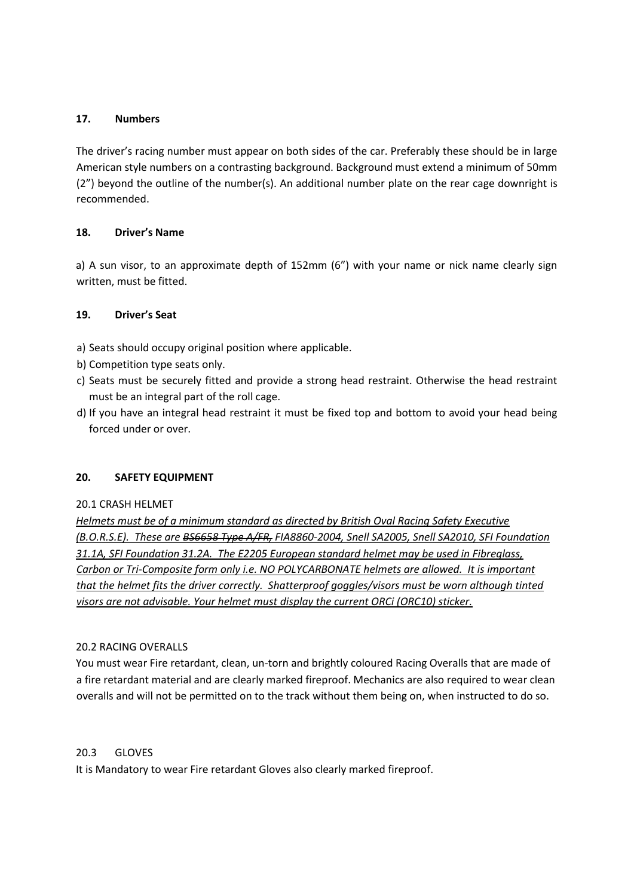## 17. Numbers

The driver's racing number must appear on both sides of the car. Preferably these should be in large American style numbers on a contrasting background. Background must extend a minimum of 50mm (2") beyond the outline of the number(s). An additional number plate on the rear cage downright is recommended.

## 18. Driver's Name

a) A sun visor, to an approximate depth of 152mm (6") with your name or nick name clearly sign written, must be fitted.

## 19. Driver's Seat

a) Seats should occupy original position where applicable.
b) Competition type seats only.
c) Seats must be securely fitted and provide a strong head restraint. Otherwise the head restraint must be an integral part of the roll cage.
d) If you have an integral head restraint it must be fixed top and bottom to avoid your head being forced under or over.

## 20. SAFETY EQUIPMENT

### 20.1 CRASH HELMET

*Helmets must be of a minimum standard as directed by British Oval Racing Safety Executive (B.O.R.S.E). These are ~~BS6658 Type A/FR,~~ FIA8860-2004, Snell SA2005, Snell SA2010, SFI Foundation 31.1A, SFI Foundation 31.2A. The E2205 European standard helmet may be used in Fibreglass, Carbon or Tri-Composite form only i.e. NO POLYCARBONATE helmets are allowed. It is important that the helmet fits the driver correctly. Shatterproof goggles/visors must be worn although tinted visors are not advisable. Your helmet must display the current ORCi (ORC10) sticker.*

### 20.2 RACING OVERALLS

You must wear Fire retardant, clean, un-torn and brightly coloured Racing Overalls that are made of a fire retardant material and are clearly marked fireproof. Mechanics are also required to wear clean overalls and will not be permitted on to the track without them being on, when instructed to do so.

### 20.3 GLOVES

It is Mandatory to wear Fire retardant Gloves also clearly marked fireproof.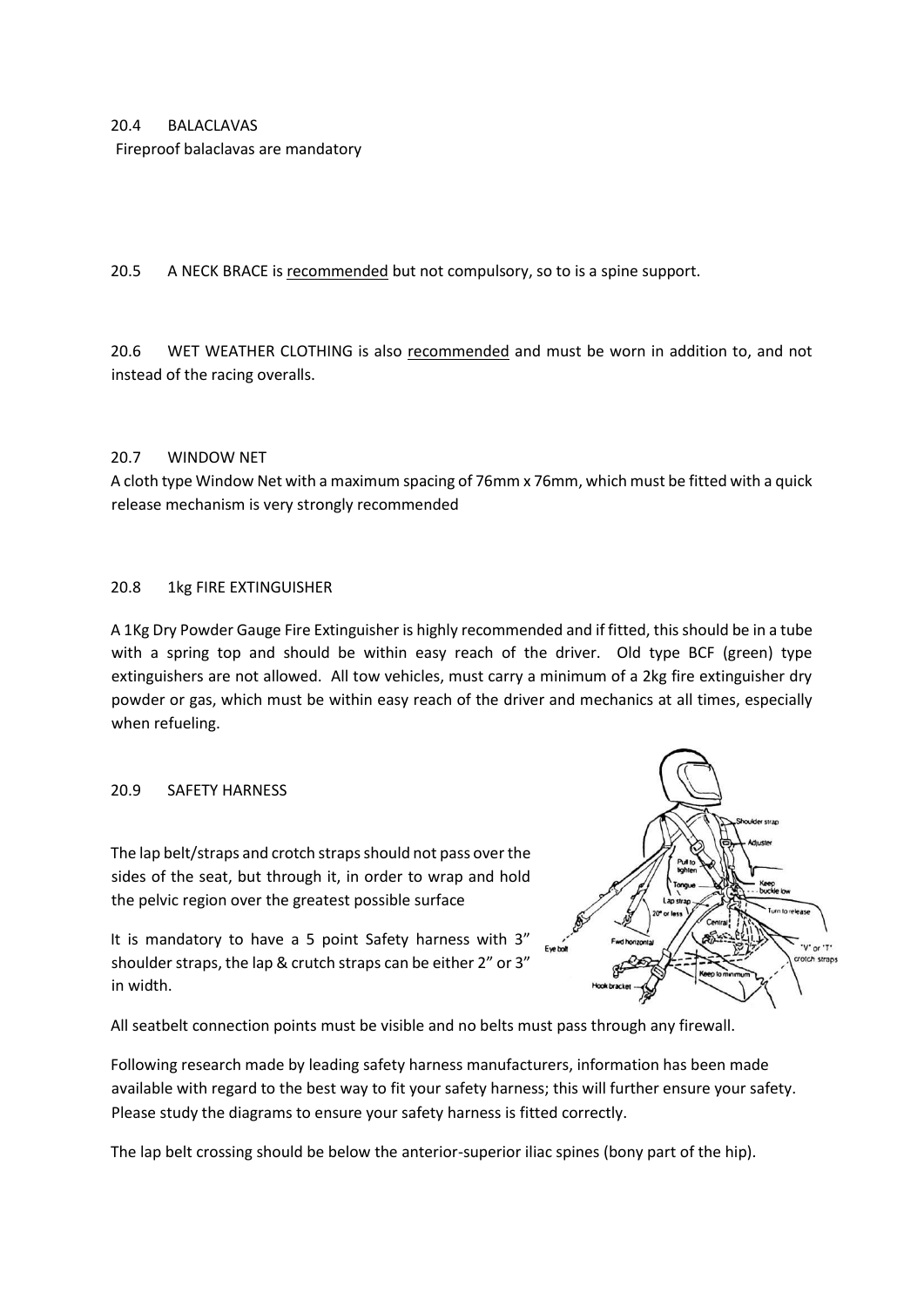## 20.4 BALACLAVAS

Fireproof balaclavas are mandatory

## 20.5 A NECK BRACE is recommended but not compulsory, so to is a spine support.

## 20.6 WET WEATHER CLOTHING is also recommended and must be worn in addition to, and not instead of the racing overalls.

## 20.7 WINDOW NET

A cloth type Window Net with a maximum spacing of 76mm x 76mm, which must be fitted with a quick release mechanism is very strongly recommended

## 20.8 1kg FIRE EXTINGUISHER

A 1Kg Dry Powder Gauge Fire Extinguisher is highly recommended and if fitted, this should be in a tube with a spring top and should be within easy reach of the driver. Old type BCF (green) type extinguishers are not allowed. All tow vehicles, must carry a minimum of a 2kg fire extinguisher dry powder or gas, which must be within easy reach of the driver and mechanics at all times, especially when refueling.

## 20.9 SAFETY HARNESS

The lap belt/straps and crotch straps should not pass over the sides of the seat, but through it, in order to wrap and hold the pelvic region over the greatest possible surface

It is mandatory to have a 5 point Safety harness with 3" shoulder straps, the lap & crutch straps can be either 2" or 3" in width.

All seatbelt connection points must be visible and no belts must pass through any firewall.

Following research made by leading safety harness manufacturers, information has been made available with regard to the best way to fit your safety harness; this will further ensure your safety. Please study the diagrams to ensure your safety harness is fitted correctly.

The lap belt crossing should be below the anterior-superior iliac spines (bony part of the hip).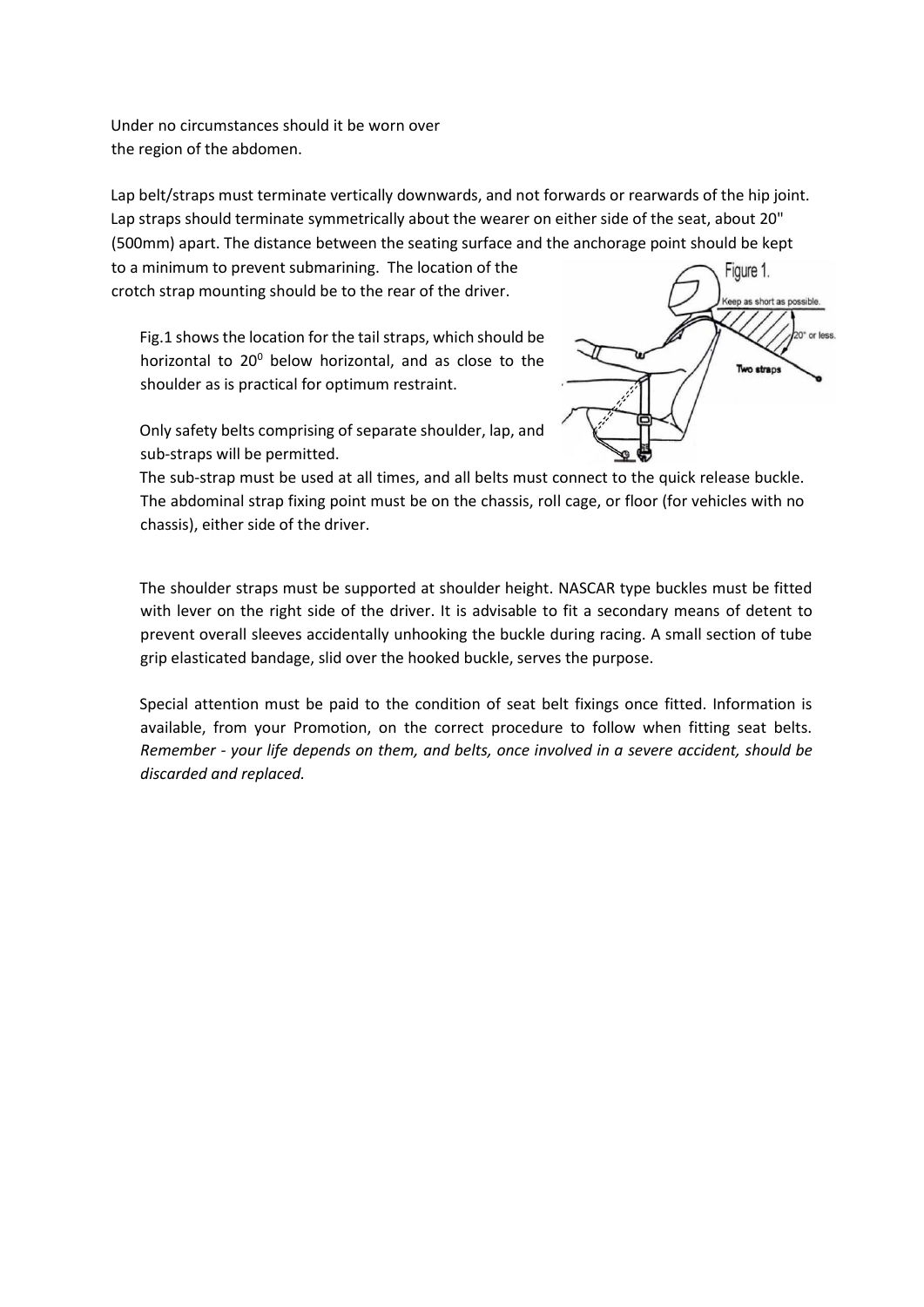Under no circumstances should it be worn over the region of the abdomen.

Lap belt/straps must terminate vertically downwards, and not forwards or rearwards of the hip joint. Lap straps should terminate symmetrically about the wearer on either side of the seat, about 20" (500mm) apart. The distance between the seating surface and the anchorage point should be kept to a minimum to prevent submarining. The location of the crotch strap mounting should be to the rear of the driver.

Figure 1.

Keep as short as possible.

20° or less.

Two straps

Fig.1 shows the location for the tail straps, which should be horizontal to $20^0$ below horizontal, and as close to the shoulder as is practical for optimum restraint.

Only safety belts comprising of separate shoulder, lap, and sub-straps will be permitted.

The sub-strap must be used at all times, and all belts must connect to the quick release buckle. The abdominal strap fixing point must be on the chassis, roll cage, or floor (for vehicles with no chassis), either side of the driver.

The shoulder straps must be supported at shoulder height. NASCAR type buckles must be fitted with lever on the right side of the driver. It is advisable to fit a secondary means of detent to prevent overall sleeves accidentally unhooking the buckle during racing. A small section of tube grip elasticated bandage, slid over the hooked buckle, serves the purpose.

Special attention must be paid to the condition of seat belt fixings once fitted. Information is available, from your Promotion, on the correct procedure to follow when fitting seat belts. *Remember - your life depends on them, and belts, once involved in a severe accident, should be discarded and replaced.*